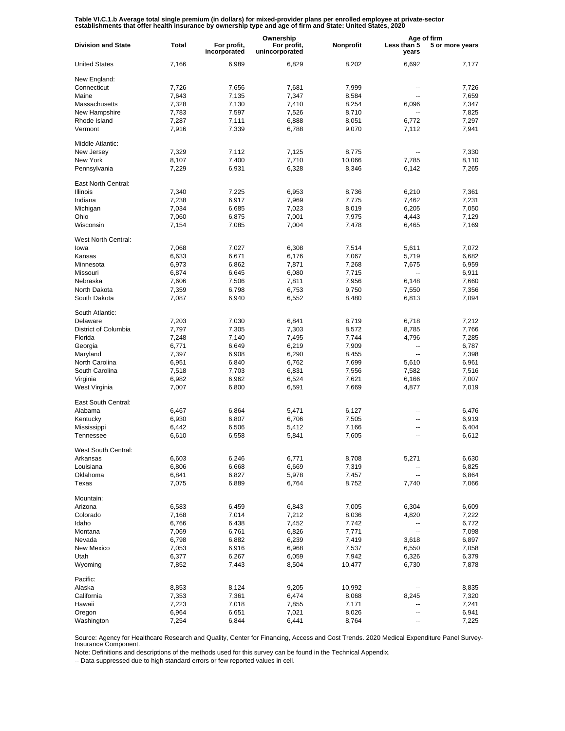**Table VI.C.1.b Average total single premium (in dollars) for mixed-provider plans per enrolled employee at private-sector establishments that offer health insurance by ownership type and age of firm and State: United States, 2020**

| Division and State | Total | Ownership | | | Age of firm | |
|---|---|---|---|---|---|---|
| | | For profit, incorporated | For profit, unincorporated | Nonprofit | Less than 5 years | 5 or more years |
| United States | 7,166 | 6,989 | 6,829 | 8,202 | 6,692 | 7,177 |
| New England: | | | | | | |
| Connecticut | 7,726 | 7,656 | 7,681 | 7,999 | -- | 7,726 |
| Maine | 7,643 | 7,135 | 7,347 | 8,584 | -- | 7,659 |
| Massachusetts | 7,328 | 7,130 | 7,410 | 8,254 | 6,096 | 7,347 |
| New Hampshire | 7,783 | 7,597 | 7,526 | 8,710 | -- | 7,825 |
| Rhode Island | 7,287 | 7,111 | 6,888 | 8,051 | 6,772 | 7,297 |
| Vermont | 7,916 | 7,339 | 6,788 | 9,070 | 7,112 | 7,941 |
| Middle Atlantic: | | | | | | |
| New Jersey | 7,329 | 7,112 | 7,125 | 8,775 | -- | 7,330 |
| New York | 8,107 | 7,400 | 7,710 | 10,066 | 7,785 | 8,110 |
| Pennsylvania | 7,229 | 6,931 | 6,328 | 8,346 | 6,142 | 7,265 |
| East North Central: | | | | | | |
| Illinois | 7,340 | 7,225 | 6,953 | 8,736 | 6,210 | 7,361 |
| Indiana | 7,238 | 6,917 | 7,969 | 7,775 | 7,462 | 7,231 |
| Michigan | 7,034 | 6,685 | 7,023 | 8,019 | 6,205 | 7,050 |
| Ohio | 7,060 | 6,875 | 7,001 | 7,975 | 4,443 | 7,129 |
| Wisconsin | 7,154 | 7,085 | 7,004 | 7,478 | 6,465 | 7,169 |
| West North Central: | | | | | | |
| Iowa | 7,068 | 7,027 | 6,308 | 7,514 | 5,611 | 7,072 |
| Kansas | 6,633 | 6,671 | 6,176 | 7,067 | 5,719 | 6,682 |
| Minnesota | 6,973 | 6,862 | 7,871 | 7,268 | 7,675 | 6,959 |
| Missouri | 6,874 | 6,645 | 6,080 | 7,715 | -- | 6,911 |
| Nebraska | 7,606 | 7,506 | 7,811 | 7,956 | 6,148 | 7,660 |
| North Dakota | 7,359 | 6,798 | 6,753 | 9,750 | 7,550 | 7,356 |
| South Dakota | 7,087 | 6,940 | 6,552 | 8,480 | 6,813 | 7,094 |
| South Atlantic: | | | | | | |
| Delaware | 7,203 | 7,030 | 6,841 | 8,719 | 6,718 | 7,212 |
| District of Columbia | 7,797 | 7,305 | 7,303 | 8,572 | 8,785 | 7,766 |
| Florida | 7,248 | 7,140 | 7,495 | 7,744 | 4,796 | 7,285 |
| Georgia | 6,771 | 6,649 | 6,219 | 7,909 | -- | 6,787 |
| Maryland | 7,397 | 6,908 | 6,290 | 8,455 | -- | 7,398 |
| North Carolina | 6,951 | 6,840 | 6,762 | 7,699 | 5,610 | 6,961 |
| South Carolina | 7,518 | 7,703 | 6,831 | 7,556 | 7,582 | 7,516 |
| Virginia | 6,982 | 6,962 | 6,524 | 7,621 | 6,166 | 7,007 |
| West Virginia | 7,007 | 6,800 | 6,591 | 7,669 | 4,877 | 7,019 |
| East South Central: | | | | | | |
| Alabama | 6,467 | 6,864 | 5,471 | 6,127 | -- | 6,476 |
| Kentucky | 6,930 | 6,807 | 6,706 | 7,505 | -- | 6,919 |
| Mississippi | 6,442 | 6,506 | 5,412 | 7,166 | -- | 6,404 |
| Tennessee | 6,610 | 6,558 | 5,841 | 7,605 | -- | 6,612 |
| West South Central: | | | | | | |
| Arkansas | 6,603 | 6,246 | 6,771 | 8,708 | 5,271 | 6,630 |
| Louisiana | 6,806 | 6,668 | 6,669 | 7,319 | -- | 6,825 |
| Oklahoma | 6,841 | 6,827 | 5,978 | 7,457 | -- | 6,864 |
| Texas | 7,075 | 6,889 | 6,764 | 8,752 | 7,740 | 7,066 |
| Mountain: | | | | | | |
| Arizona | 6,583 | 6,459 | 6,843 | 7,005 | 6,304 | 6,609 |
| Colorado | 7,168 | 7,014 | 7,212 | 8,036 | 4,820 | 7,222 |
| Idaho | 6,766 | 6,438 | 7,452 | 7,742 | -- | 6,772 |
| Montana | 7,069 | 6,761 | 6,826 | 7,771 | -- | 7,098 |
| Nevada | 6,798 | 6,882 | 6,239 | 7,419 | 3,618 | 6,897 |
| New Mexico | 7,053 | 6,916 | 6,968 | 7,537 | 6,550 | 7,058 |
| Utah | 6,377 | 6,267 | 6,059 | 7,942 | 6,326 | 6,379 |
| Wyoming | 7,852 | 7,443 | 8,504 | 10,477 | 6,730 | 7,878 |
| Pacific: | | | | | | |
| Alaska | 8,853 | 8,124 | 9,205 | 10,992 | -- | 8,835 |
| California | 7,353 | 7,361 | 6,474 | 8,068 | 8,245 | 7,320 |
| Hawaii | 7,223 | 7,018 | 7,855 | 7,171 | -- | 7,241 |
| Oregon | 6,964 | 6,651 | 7,021 | 8,026 | -- | 6,941 |
| Washington | 7,254 | 6,844 | 6,441 | 8,764 | -- | 7,225 |

Source: Agency for Healthcare Research and Quality, Center for Financing, Access and Cost Trends. 2020 Medical Expenditure Panel Survey-Insurance Component.

Note: Definitions and descriptions of the methods used for this survey can be found in the Technical Appendix.

-- Data suppressed due to high standard errors or few reported values in cell.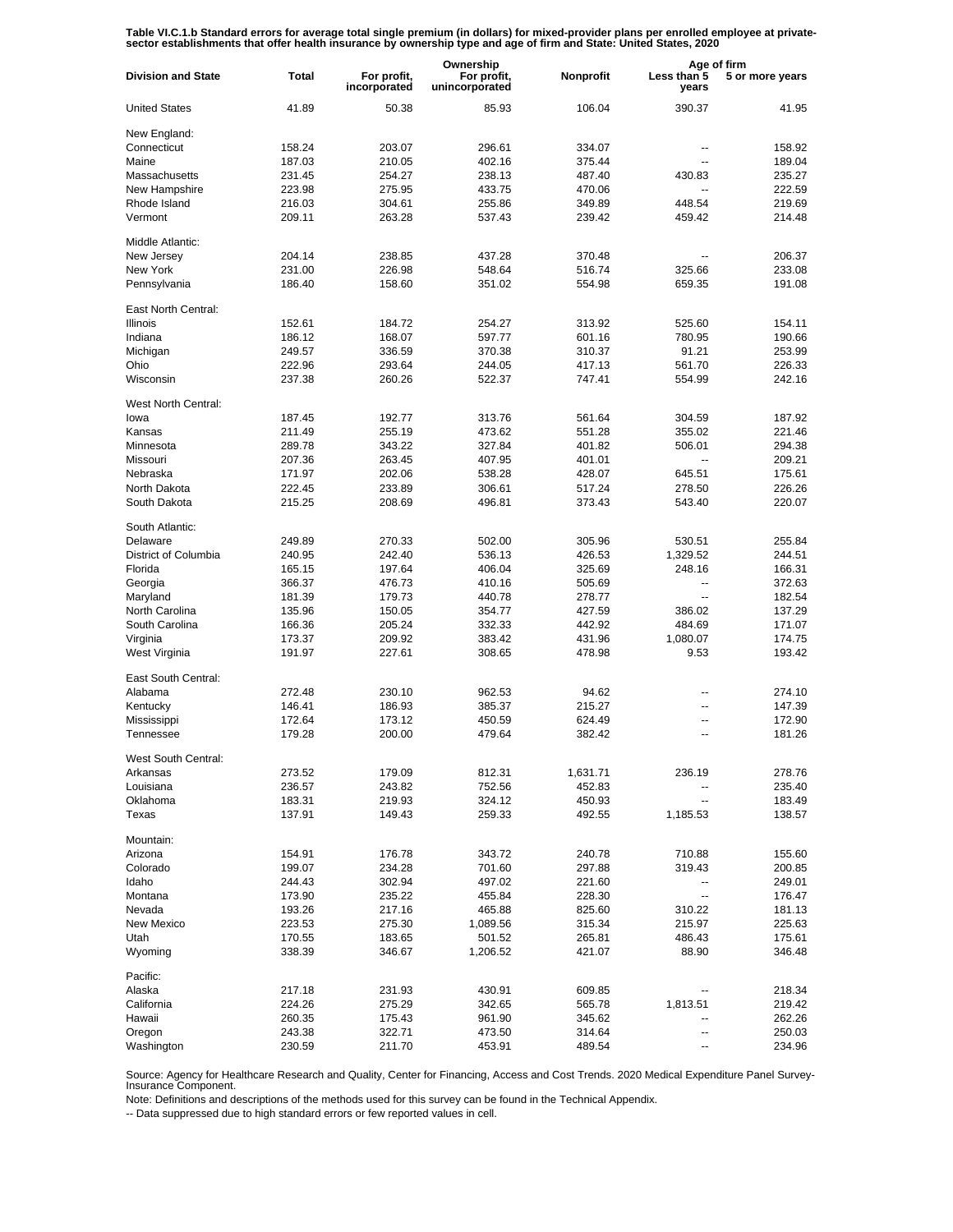**Table VI.C.1.b Standard errors for average total single premium (in dollars) for mixed-provider plans per enrolled employee at private-sector establishments that offer health insurance by ownership type and age of firm and State: United States, 2020**

| Division and State | Total | Ownership | | | Age of firm | |
|---|---|---|---|---|---|---|
| | | For profit, incorporated | For profit, unincorporated | Nonprofit | Less than 5 years | 5 or more years |
| United States | 41.89 | 50.38 | 85.93 | 106.04 | 390.37 | 41.95 |
| New England: | | | | | | |
| Connecticut | 158.24 | 203.07 | 296.61 | 334.07 | -- | 158.92 |
| Maine | 187.03 | 210.05 | 402.16 | 375.44 | -- | 189.04 |
| Massachusetts | 231.45 | 254.27 | 238.13 | 487.40 | 430.83 | 235.27 |
| New Hampshire | 223.98 | 275.95 | 433.75 | 470.06 | -- | 222.59 |
| Rhode Island | 216.03 | 304.61 | 255.86 | 349.89 | 448.54 | 219.69 |
| Vermont | 209.11 | 263.28 | 537.43 | 239.42 | 459.42 | 214.48 |
| Middle Atlantic: | | | | | | |
| New Jersey | 204.14 | 238.85 | 437.28 | 370.48 | -- | 206.37 |
| New York | 231.00 | 226.98 | 548.64 | 516.74 | 325.66 | 233.08 |
| Pennsylvania | 186.40 | 158.60 | 351.02 | 554.98 | 659.35 | 191.08 |
| East North Central: | | | | | | |
| Illinois | 152.61 | 184.72 | 254.27 | 313.92 | 525.60 | 154.11 |
| Indiana | 186.12 | 168.07 | 597.77 | 601.16 | 780.95 | 190.66 |
| Michigan | 249.57 | 336.59 | 370.38 | 310.37 | 91.21 | 253.99 |
| Ohio | 222.96 | 293.64 | 244.05 | 417.13 | 561.70 | 226.33 |
| Wisconsin | 237.38 | 260.26 | 522.37 | 747.41 | 554.99 | 242.16 |
| West North Central: | | | | | | |
| Iowa | 187.45 | 192.77 | 313.76 | 561.64 | 304.59 | 187.92 |
| Kansas | 211.49 | 255.19 | 473.62 | 551.28 | 355.02 | 221.46 |
| Minnesota | 289.78 | 343.22 | 327.84 | 401.82 | 506.01 | 294.38 |
| Missouri | 207.36 | 263.45 | 407.95 | 401.01 | -- | 209.21 |
| Nebraska | 171.97 | 202.06 | 538.28 | 428.07 | 645.51 | 175.61 |
| North Dakota | 222.45 | 233.89 | 306.61 | 517.24 | 278.50 | 226.26 |
| South Dakota | 215.25 | 208.69 | 496.81 | 373.43 | 543.40 | 220.07 |
| South Atlantic: | | | | | | |
| Delaware | 249.89 | 270.33 | 502.00 | 305.96 | 530.51 | 255.84 |
| District of Columbia | 240.95 | 242.40 | 536.13 | 426.53 | 1,329.52 | 244.51 |
| Florida | 165.15 | 197.64 | 406.04 | 325.69 | 248.16 | 166.31 |
| Georgia | 366.37 | 476.73 | 410.16 | 505.69 | -- | 372.63 |
| Maryland | 181.39 | 179.73 | 440.78 | 278.77 | -- | 182.54 |
| North Carolina | 135.96 | 150.05 | 354.77 | 427.59 | 386.02 | 137.29 |
| South Carolina | 166.36 | 205.24 | 332.33 | 442.92 | 484.69 | 171.07 |
| Virginia | 173.37 | 209.92 | 383.42 | 431.96 | 1,080.07 | 174.75 |
| West Virginia | 191.97 | 227.61 | 308.65 | 478.98 | 9.53 | 193.42 |
| East South Central: | | | | | | |
| Alabama | 272.48 | 230.10 | 962.53 | 94.62 | -- | 274.10 |
| Kentucky | 146.41 | 186.93 | 385.37 | 215.27 | -- | 147.39 |
| Mississippi | 172.64 | 173.12 | 450.59 | 624.49 | -- | 172.90 |
| Tennessee | 179.28 | 200.00 | 479.64 | 382.42 | -- | 181.26 |
| West South Central: | | | | | | |
| Arkansas | 273.52 | 179.09 | 812.31 | 1,631.71 | 236.19 | 278.76 |
| Louisiana | 236.57 | 243.82 | 752.56 | 452.83 | -- | 235.40 |
| Oklahoma | 183.31 | 219.93 | 324.12 | 450.93 | -- | 183.49 |
| Texas | 137.91 | 149.43 | 259.33 | 492.55 | 1,185.53 | 138.57 |
| Mountain: | | | | | | |
| Arizona | 154.91 | 176.78 | 343.72 | 240.78 | 710.88 | 155.60 |
| Colorado | 199.07 | 234.28 | 701.60 | 297.88 | 319.43 | 200.85 |
| Idaho | 244.43 | 302.94 | 497.02 | 221.60 | -- | 249.01 |
| Montana | 173.90 | 235.22 | 455.84 | 228.30 | -- | 176.47 |
| Nevada | 193.26 | 217.16 | 465.88 | 825.60 | 310.22 | 181.13 |
| New Mexico | 223.53 | 275.30 | 1,089.56 | 315.34 | 215.97 | 225.63 |
| Utah | 170.55 | 183.65 | 501.52 | 265.81 | 486.43 | 175.61 |
| Wyoming | 338.39 | 346.67 | 1,206.52 | 421.07 | 88.90 | 346.48 |
| Pacific: | | | | | | |
| Alaska | 217.18 | 231.93 | 430.91 | 609.85 | -- | 218.34 |
| California | 224.26 | 275.29 | 342.65 | 565.78 | 1,813.51 | 219.42 |
| Hawaii | 260.35 | 175.43 | 961.90 | 345.62 | -- | 262.26 |
| Oregon | 243.38 | 322.71 | 473.50 | 314.64 | -- | 250.03 |
| Washington | 230.59 | 211.70 | 453.91 | 489.54 | -- | 234.96 |

Source: Agency for Healthcare Research and Quality, Center for Financing, Access and Cost Trends. 2020 Medical Expenditure Panel Survey-Insurance Component.

Note: Definitions and descriptions of the methods used for this survey can be found in the Technical Appendix.

-- Data suppressed due to high standard errors or few reported values in cell.